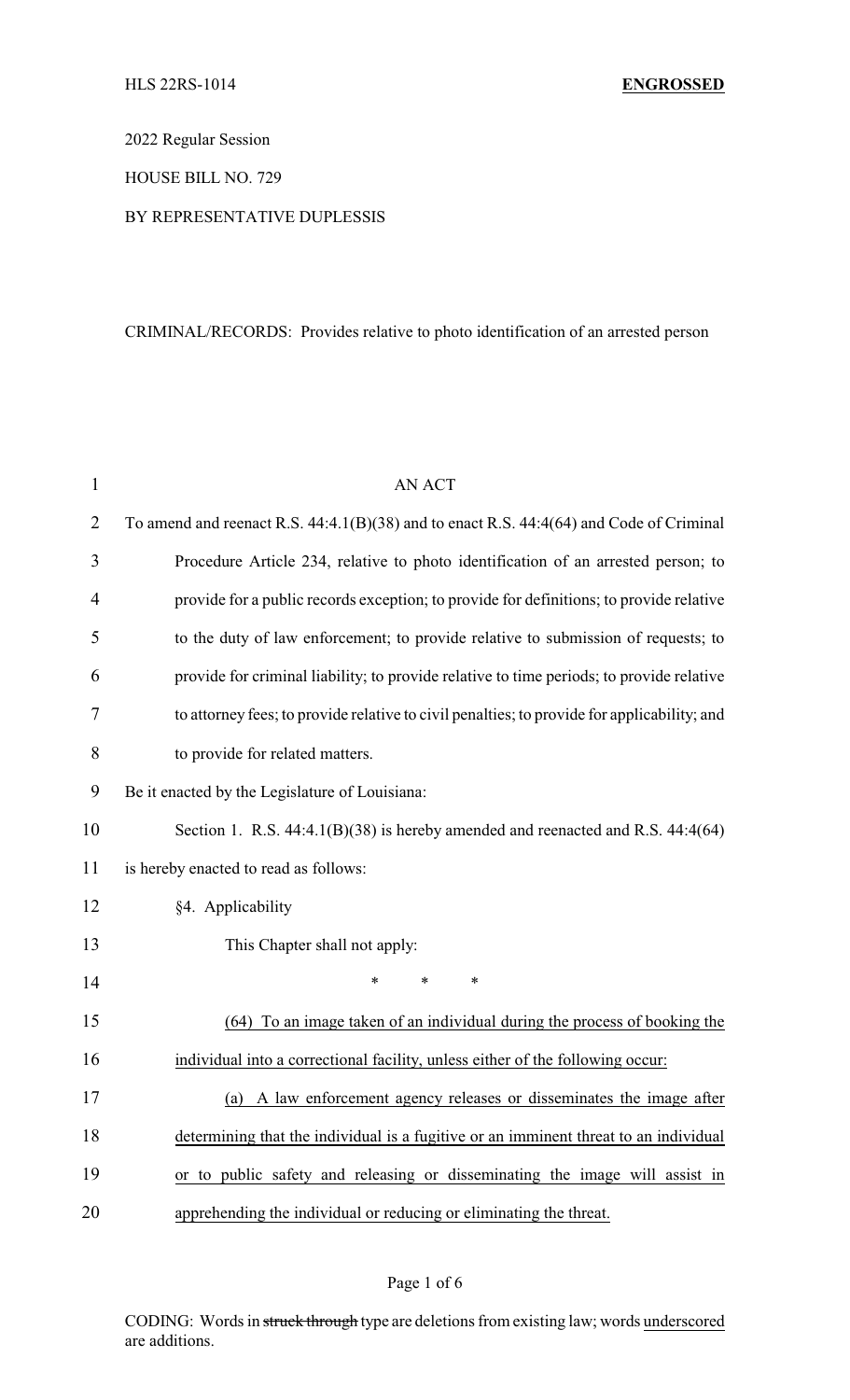HLS 22RS-1014 **ENGROSSED**

2022 Regular Session

HOUSE BILL NO. 729

BY REPRESENTATIVE DUPLESSIS

CRIMINAL/RECORDS: Provides relative to photo identification of an arrested person

AN ACT

To amend and reenact R.S. 44:4.1(B)(38) and to enact R.S. 44:4(64) and Code of Criminal Procedure Article 234, relative to photo identification of an arrested person; to provide for a public records exception; to provide for definitions; to provide relative to the duty of law enforcement; to provide relative to submission of requests; to provide for criminal liability; to provide relative to time periods; to provide relative to attorney fees; to provide relative to civil penalties; to provide for applicability; and to provide for related matters.

Be it enacted by the Legislature of Louisiana:

Section 1. R.S. 44:4.1(B)(38) is hereby amended and reenacted and R.S. 44:4(64) is hereby enacted to read as follows:

§4. Applicability

This Chapter shall not apply:

\* \* \*

<u>(64) To an image taken of an individual during the process of booking the individual into a correctional facility, unless either of the following occur:</u>

<u>(a) A law enforcement agency releases or disseminates the image after determining that the individual is a fugitive or an imminent threat to an individual or to public safety and releasing or disseminating the image will assist in apprehending the individual or reducing or eliminating the threat.</u>

CODING: Words in ~~struck through~~ type are deletions from existing law; words <u>underscored</u> are additions.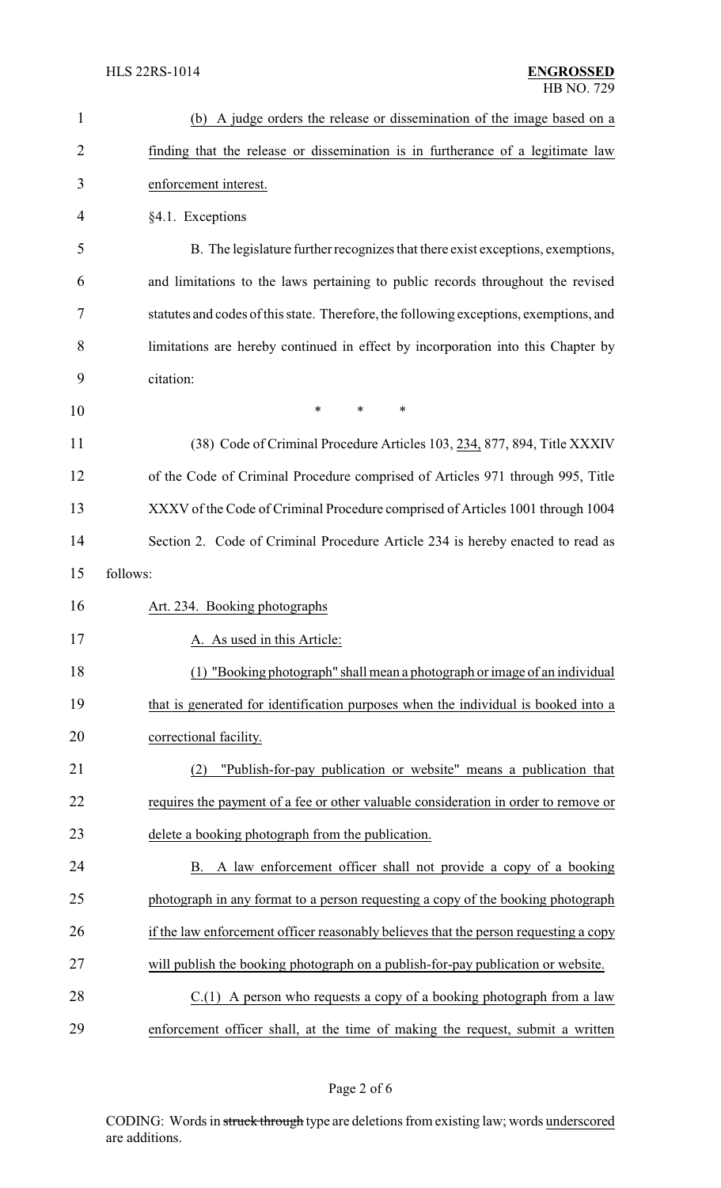(b) A judge orders the release or dissemination of the image based on a finding that the release or dissemination is in furtherance of a legitimate law enforcement interest.

§4.1. Exceptions

B. The legislature further recognizes that there exist exceptions, exemptions, and limitations to the laws pertaining to public records throughout the revised statutes and codes of this state. Therefore, the following exceptions, exemptions, and limitations are hereby continued in effect by incorporation into this Chapter by citation:

\*   \*   \*

(38) Code of Criminal Procedure Articles 103, 234, 877, 894, Title XXXIV of the Code of Criminal Procedure comprised of Articles 971 through 995, Title XXXV of the Code of Criminal Procedure comprised of Articles 1001 through 1004

Section 2. Code of Criminal Procedure Article 234 is hereby enacted to read as follows:

Art. 234. Booking photographs

A. As used in this Article:

(1) "Booking photograph" shall mean a photograph or image of an individual that is generated for identification purposes when the individual is booked into a correctional facility.

(2) "Publish-for-pay publication or website" means a publication that requires the payment of a fee or other valuable consideration in order to remove or delete a booking photograph from the publication.

B. A law enforcement officer shall not provide a copy of a booking photograph in any format to a person requesting a copy of the booking photograph if the law enforcement officer reasonably believes that the person requesting a copy will publish the booking photograph on a publish-for-pay publication or website.

C.(1) A person who requests a copy of a booking photograph from a law enforcement officer shall, at the time of making the request, submit a written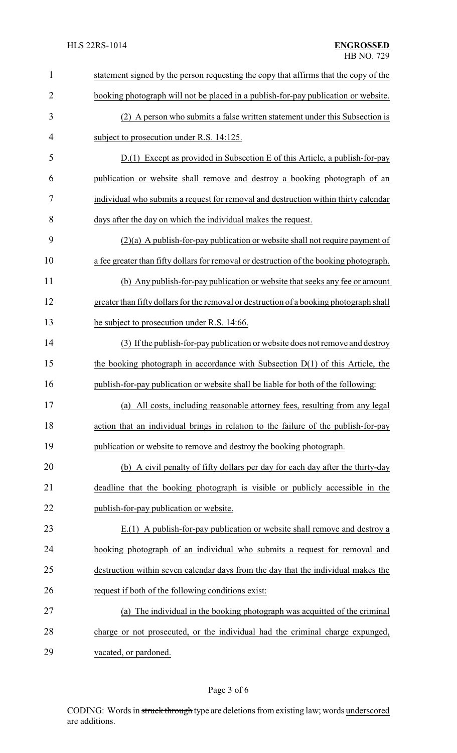statement signed by the person requesting the copy that affirms that the copy of the booking photograph will not be placed in a publish-for-pay publication or website.

(2) A person who submits a false written statement under this Subsection is subject to prosecution under R.S. 14:125.

D.(1) Except as provided in Subsection E of this Article, a publish-for-pay publication or website shall remove and destroy a booking photograph of an individual who submits a request for removal and destruction within thirty calendar days after the day on which the individual makes the request.

(2)(a) A publish-for-pay publication or website shall not require payment of a fee greater than fifty dollars for removal or destruction of the booking photograph.

(b) Any publish-for-pay publication or website that seeks any fee or amount greater than fifty dollars for the removal or destruction of a booking photograph shall be subject to prosecution under R.S. 14:66.

(3) If the publish-for-pay publication or website does not remove and destroy the booking photograph in accordance with Subsection D(1) of this Article, the publish-for-pay publication or website shall be liable for both of the following:

(a) All costs, including reasonable attorney fees, resulting from any legal action that an individual brings in relation to the failure of the publish-for-pay publication or website to remove and destroy the booking photograph.

(b) A civil penalty of fifty dollars per day for each day after the thirty-day deadline that the booking photograph is visible or publicly accessible in the publish-for-pay publication or website.

E.(1) A publish-for-pay publication or website shall remove and destroy a booking photograph of an individual who submits a request for removal and destruction within seven calendar days from the day that the individual makes the request if both of the following conditions exist:

(a) The individual in the booking photograph was acquitted of the criminal charge or not prosecuted, or the individual had the criminal charge expunged, vacated, or pardoned.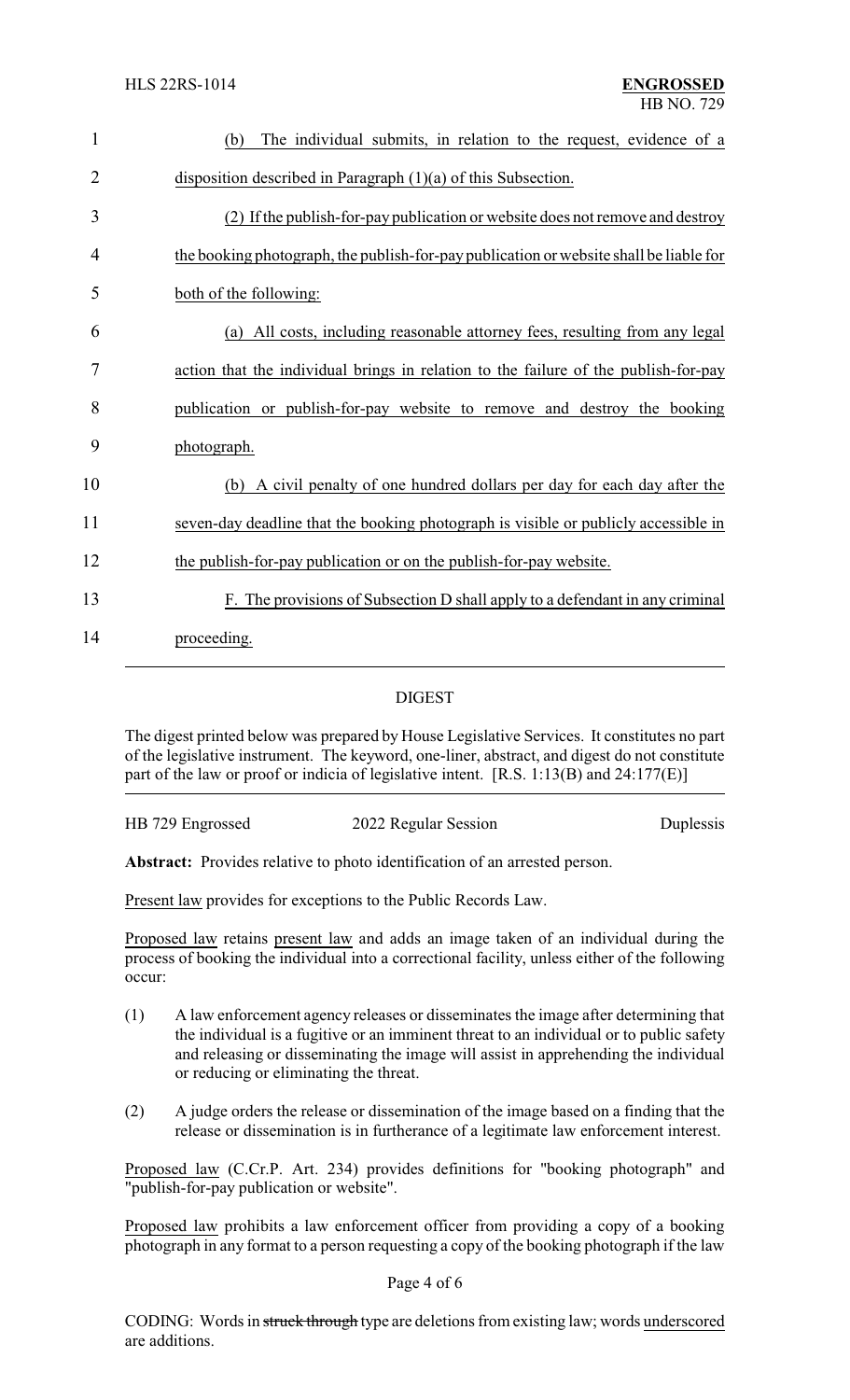(b) The individual submits, in relation to the request, evidence of a disposition described in Paragraph (1)(a) of this Subsection.

(2) If the publish-for-pay publication or website does not remove and destroy the booking photograph, the publish-for-pay publication or website shall be liable for both of the following:

(a) All costs, including reasonable attorney fees, resulting from any legal action that the individual brings in relation to the failure of the publish-for-pay publication or publish-for-pay website to remove and destroy the booking photograph.

(b) A civil penalty of one hundred dollars per day for each day after the seven-day deadline that the booking photograph is visible or publicly accessible in the publish-for-pay publication or on the publish-for-pay website.

F. The provisions of Subsection D shall apply to a defendant in any criminal proceeding.

## DIGEST

The digest printed below was prepared by House Legislative Services. It constitutes no part of the legislative instrument. The keyword, one-liner, abstract, and digest do not constitute part of the law or proof or indicia of legislative intent. [R.S. 1:13(B) and 24:177(E)]

HB 729 Engrossed 2022 Regular Session Duplessis

**Abstract:** Provides relative to photo identification of an arrested person.

Present law provides for exceptions to the Public Records Law.

Proposed law retains present law and adds an image taken of an individual during the process of booking the individual into a correctional facility, unless either of the following occur:

(1) A law enforcement agency releases or disseminates the image after determining that the individual is a fugitive or an imminent threat to an individual or to public safety and releasing or disseminating the image will assist in apprehending the individual or reducing or eliminating the threat.

(2) A judge orders the release or dissemination of the image based on a finding that the release or dissemination is in furtherance of a legitimate law enforcement interest.

Proposed law (C.Cr.P. Art. 234) provides definitions for "booking photograph" and "publish-for-pay publication or website".

Proposed law prohibits a law enforcement officer from providing a copy of a booking photograph in any format to a person requesting a copy of the booking photograph if the law

CODING: Words in ~~struck through~~ type are deletions from existing law; words underscored are additions.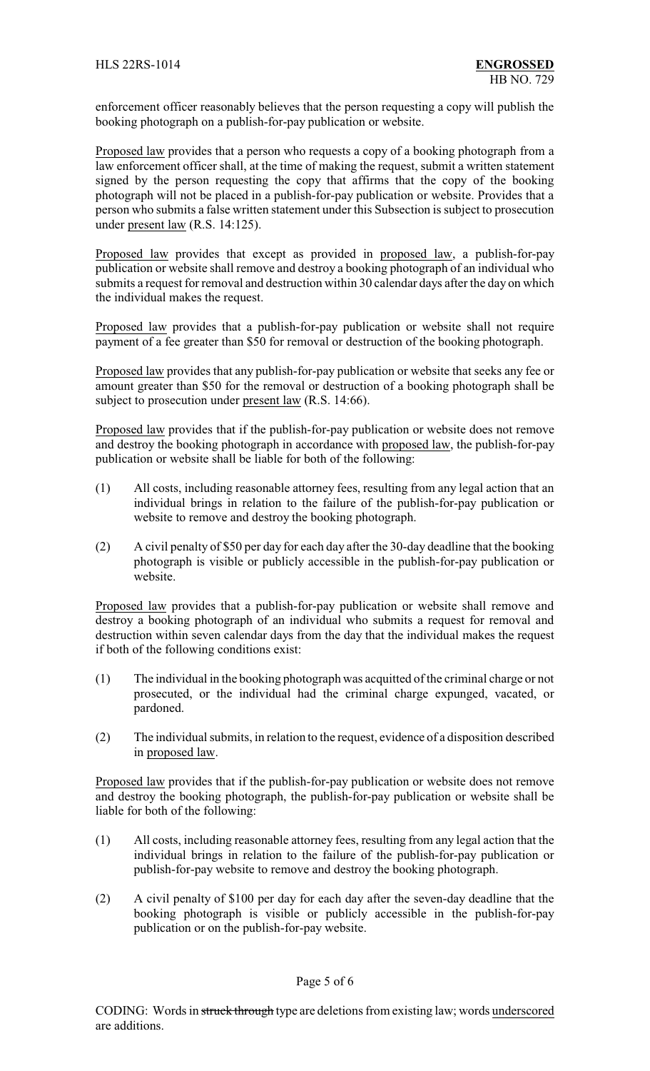enforcement officer reasonably believes that the person requesting a copy will publish the booking photograph on a publish-for-pay publication or website.

Proposed law provides that a person who requests a copy of a booking photograph from a law enforcement officer shall, at the time of making the request, submit a written statement signed by the person requesting the copy that affirms that the copy of the booking photograph will not be placed in a publish-for-pay publication or website. Provides that a person who submits a false written statement under this Subsection is subject to prosecution under present law (R.S. 14:125).

Proposed law provides that except as provided in proposed law, a publish-for-pay publication or website shall remove and destroy a booking photograph of an individual who submits a request for removal and destruction within 30 calendar days after the day on which the individual makes the request.

Proposed law provides that a publish-for-pay publication or website shall not require payment of a fee greater than $50 for removal or destruction of the booking photograph.

Proposed law provides that any publish-for-pay publication or website that seeks any fee or amount greater than $50 for the removal or destruction of a booking photograph shall be subject to prosecution under present law (R.S. 14:66).

Proposed law provides that if the publish-for-pay publication or website does not remove and destroy the booking photograph in accordance with proposed law, the publish-for-pay publication or website shall be liable for both of the following:

(1) All costs, including reasonable attorney fees, resulting from any legal action that an individual brings in relation to the failure of the publish-for-pay publication or website to remove and destroy the booking photograph.

(2) A civil penalty of $50 per day for each day after the 30-day deadline that the booking photograph is visible or publicly accessible in the publish-for-pay publication or website.

Proposed law provides that a publish-for-pay publication or website shall remove and destroy a booking photograph of an individual who submits a request for removal and destruction within seven calendar days from the day that the individual makes the request if both of the following conditions exist:

(1) The individual in the booking photograph was acquitted of the criminal charge or not prosecuted, or the individual had the criminal charge expunged, vacated, or pardoned.

(2) The individual submits, in relation to the request, evidence of a disposition described in proposed law.

Proposed law provides that if the publish-for-pay publication or website does not remove and destroy the booking photograph, the publish-for-pay publication or website shall be liable for both of the following:

(1) All costs, including reasonable attorney fees, resulting from any legal action that the individual brings in relation to the failure of the publish-for-pay publication or publish-for-pay website to remove and destroy the booking photograph.

(2) A civil penalty of $100 per day for each day after the seven-day deadline that the booking photograph is visible or publicly accessible in the publish-for-pay publication or on the publish-for-pay website.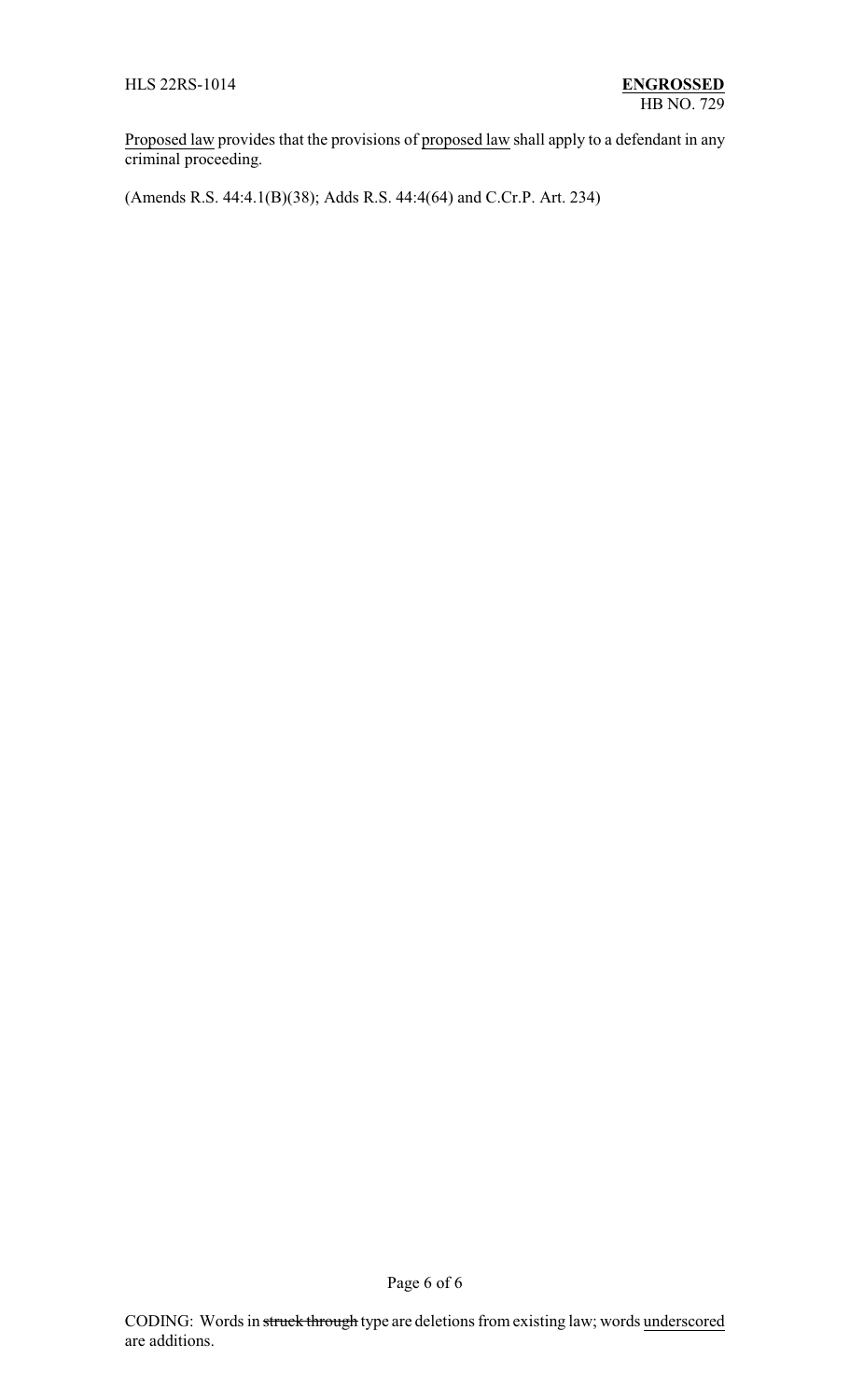Proposed law provides that the provisions of proposed law shall apply to a defendant in any criminal proceeding.

(Amends R.S. 44:4.1(B)(38); Adds R.S. 44:4(64) and C.Cr.P. Art. 234)